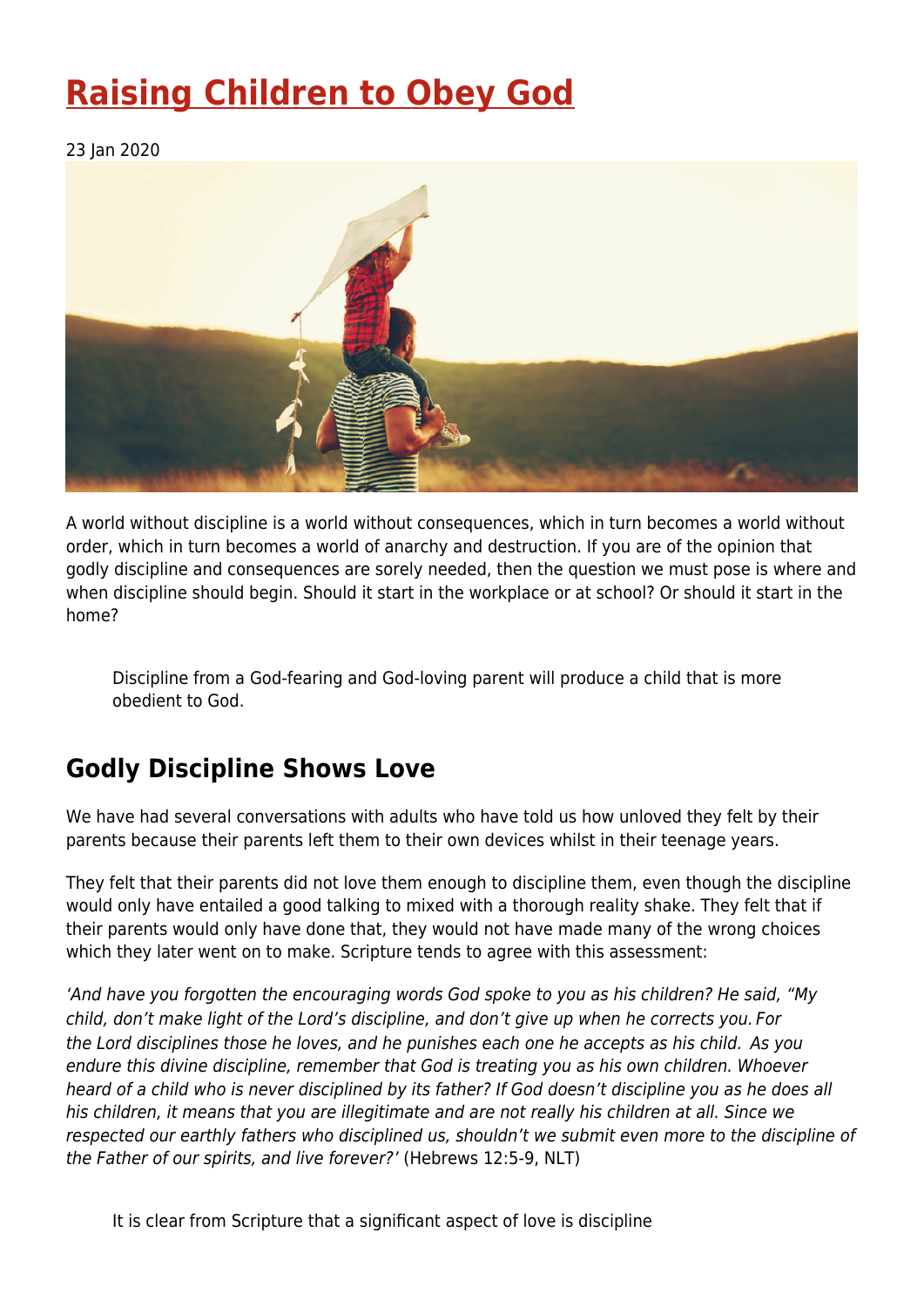# Raising Children to Obey God

23 Jan 2020

A world without discipline is a world without consequences, which in turn becomes a world without order, which in turn becomes a world of anarchy and destruction. If you are of the opinion that godly discipline and consequences are sorely needed, then the question we must pose is where and when discipline should begin. Should it start in the workplace or at school? Or should it start in the home?

> Discipline from a God-fearing and God-loving parent will produce a child that is more obedient to God.

## Godly Discipline Shows Love

We have had several conversations with adults who have told us how unloved they felt by their parents because their parents left them to their own devices whilst in their teenage years.

They felt that their parents did not love them enough to discipline them, even though the discipline would only have entailed a good talking to mixed with a thorough reality shake. They felt that if their parents would only have done that, they would not have made many of the wrong choices which they later went on to make. Scripture tends to agree with this assessment:

*'And have you forgotten the encouraging words God spoke to you as his children? He said, "My child, don't make light of the Lord's discipline, and don't give up when he corrects you. For the Lord disciplines those he loves, and he punishes each one he accepts as his child. As you endure this divine discipline, remember that God is treating you as his own children. Whoever heard of a child who is never disciplined by its father? If God doesn't discipline you as he does all his children, it means that you are illegitimate and are not really his children at all. Since we respected our earthly fathers who disciplined us, shouldn't we submit even more to the discipline of the Father of our spirits, and live forever?'* (Hebrews 12:5-9, NLT)

> It is clear from Scripture that a significant aspect of love is discipline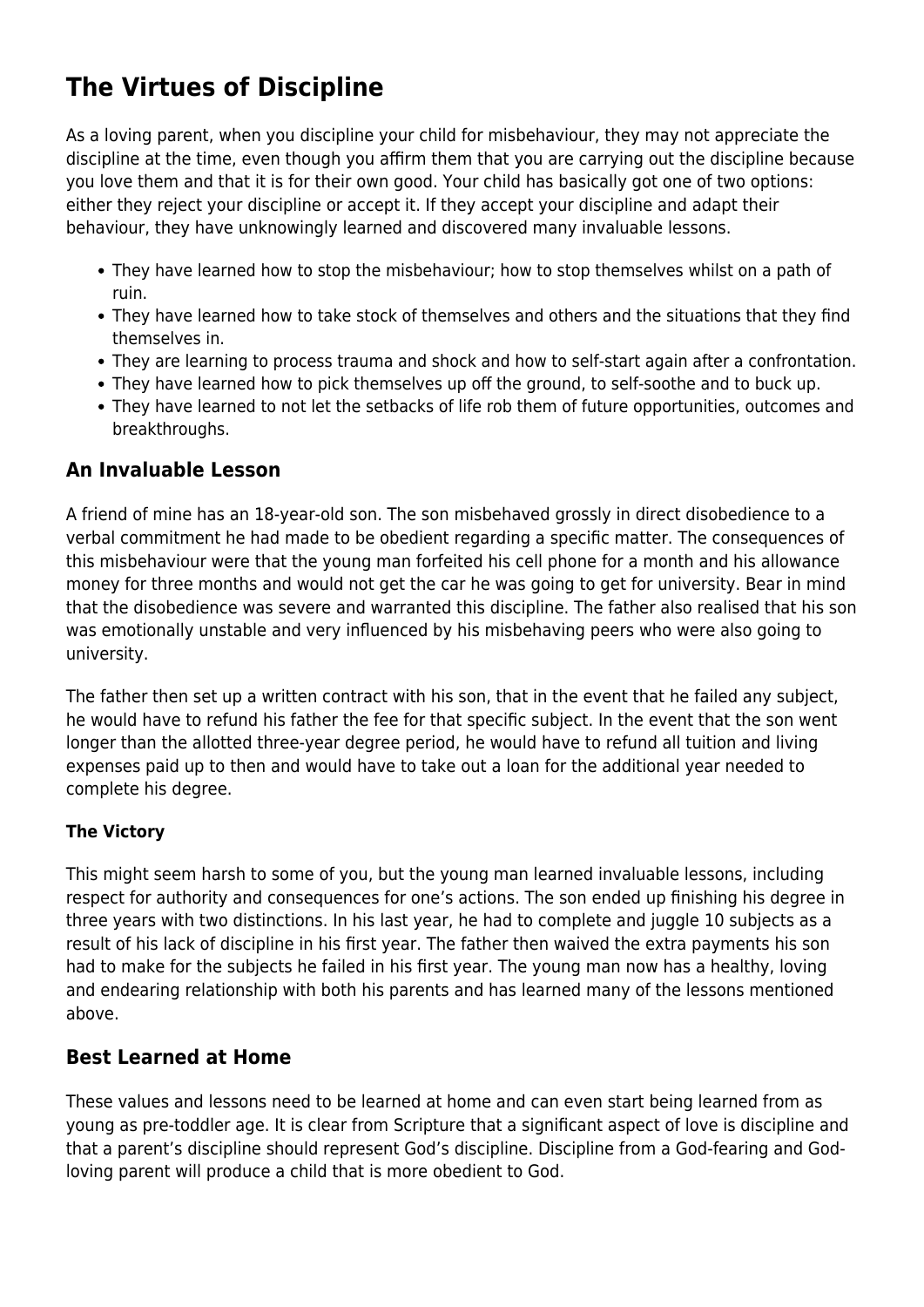# The Virtues of Discipline

As a loving parent, when you discipline your child for misbehaviour, they may not appreciate the discipline at the time, even though you affirm them that you are carrying out the discipline because you love them and that it is for their own good. Your child has basically got one of two options: either they reject your discipline or accept it. If they accept your discipline and adapt their behaviour, they have unknowingly learned and discovered many invaluable lessons.

- They have learned how to stop the misbehaviour; how to stop themselves whilst on a path of ruin.
- They have learned how to take stock of themselves and others and the situations that they find themselves in.
- They are learning to process trauma and shock and how to self-start again after a confrontation.
- They have learned how to pick themselves up off the ground, to self-soothe and to buck up.
- They have learned to not let the setbacks of life rob them of future opportunities, outcomes and breakthroughs.

## An Invaluable Lesson

A friend of mine has an 18-year-old son. The son misbehaved grossly in direct disobedience to a verbal commitment he had made to be obedient regarding a specific matter. The consequences of this misbehaviour were that the young man forfeited his cell phone for a month and his allowance money for three months and would not get the car he was going to get for university. Bear in mind that the disobedience was severe and warranted this discipline. The father also realised that his son was emotionally unstable and very influenced by his misbehaving peers who were also going to university.

The father then set up a written contract with his son, that in the event that he failed any subject, he would have to refund his father the fee for that specific subject. In the event that the son went longer than the allotted three-year degree period, he would have to refund all tuition and living expenses paid up to then and would have to take out a loan for the additional year needed to complete his degree.

### The Victory

This might seem harsh to some of you, but the young man learned invaluable lessons, including respect for authority and consequences for one's actions. The son ended up finishing his degree in three years with two distinctions. In his last year, he had to complete and juggle 10 subjects as a result of his lack of discipline in his first year. The father then waived the extra payments his son had to make for the subjects he failed in his first year. The young man now has a healthy, loving and endearing relationship with both his parents and has learned many of the lessons mentioned above.

## Best Learned at Home

These values and lessons need to be learned at home and can even start being learned from as young as pre-toddler age. It is clear from Scripture that a significant aspect of love is discipline and that a parent's discipline should represent God's discipline. Discipline from a God-fearing and God-loving parent will produce a child that is more obedient to God.